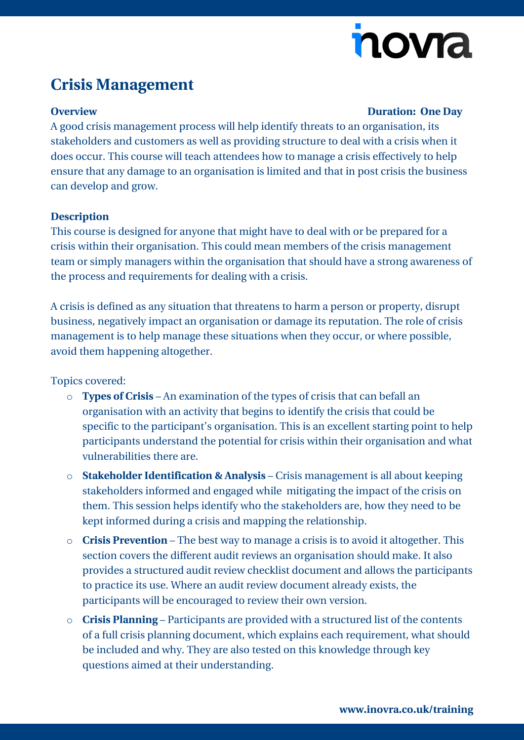# Crisis Management

**Overview** **Duration: One Day**

A good crisis management process will help identify threats to an organisation, its stakeholders and customers as well as providing structure to deal with a crisis when it does occur. This course will teach attendees how to manage a crisis effectively to help ensure that any damage to an organisation is limited and that in post crisis the business can develop and grow.

**Description**

This course is designed for anyone that might have to deal with or be prepared for a crisis within their organisation. This could mean members of the crisis management team or simply managers within the organisation that should have a strong awareness of the process and requirements for dealing with a crisis.

A crisis is defined as any situation that threatens to harm a person or property, disrupt business, negatively impact an organisation or damage its reputation. The role of crisis management is to help manage these situations when they occur, or where possible, avoid them happening altogether.

Topics covered:

- **Types of Crisis** – An examination of the types of crisis that can befall an organisation with an activity that begins to identify the crisis that could be specific to the participant's organisation. This is an excellent starting point to help participants understand the potential for crisis within their organisation and what vulnerabilities there are.
- **Stakeholder Identification & Analysis** – Crisis management is all about keeping stakeholders informed and engaged while mitigating the impact of the crisis on them. This session helps identify who the stakeholders are, how they need to be kept informed during a crisis and mapping the relationship.
- **Crisis Prevention** – The best way to manage a crisis is to avoid it altogether. This section covers the different audit reviews an organisation should make. It also provides a structured audit review checklist document and allows the participants to practice its use. Where an audit review document already exists, the participants will be encouraged to review their own version.
- **Crisis Planning** – Participants are provided with a structured list of the contents of a full crisis planning document, which explains each requirement, what should be included and why. They are also tested on this knowledge through key questions aimed at their understanding.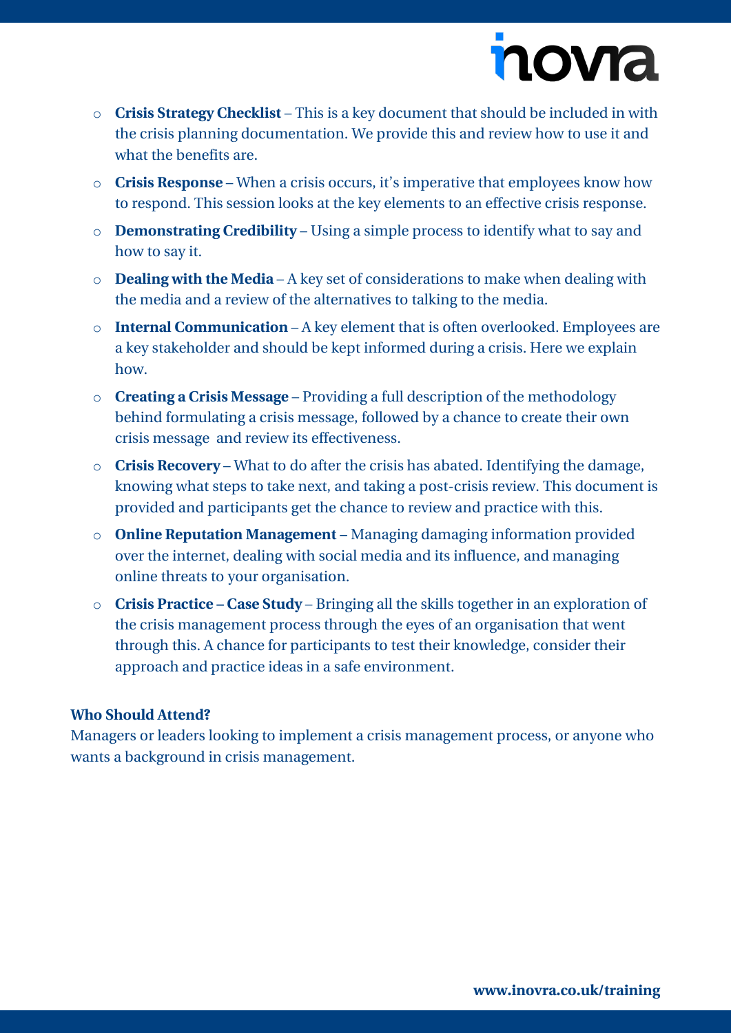- **Crisis Strategy Checklist** – This is a key document that should be included in with the crisis planning documentation. We provide this and review how to use it and what the benefits are.
- **Crisis Response** – When a crisis occurs, it's imperative that employees know how to respond. This session looks at the key elements to an effective crisis response.
- **Demonstrating Credibility** – Using a simple process to identify what to say and how to say it.
- **Dealing with the Media** – A key set of considerations to make when dealing with the media and a review of the alternatives to talking to the media.
- **Internal Communication** – A key element that is often overlooked. Employees are a key stakeholder and should be kept informed during a crisis. Here we explain how.
- **Creating a Crisis Message** – Providing a full description of the methodology behind formulating a crisis message, followed by a chance to create their own crisis message and review its effectiveness.
- **Crisis Recovery** – What to do after the crisis has abated. Identifying the damage, knowing what steps to take next, and taking a post-crisis review. This document is provided and participants get the chance to review and practice with this.
- **Online Reputation Management** – Managing damaging information provided over the internet, dealing with social media and its influence, and managing online threats to your organisation.
- **Crisis Practice – Case Study** – Bringing all the skills together in an exploration of the crisis management process through the eyes of an organisation that went through this. A chance for participants to test their knowledge, consider their approach and practice ideas in a safe environment.

**Who Should Attend?**
Managers or leaders looking to implement a crisis management process, or anyone who wants a background in crisis management.

**www.inovra.co.uk/training**